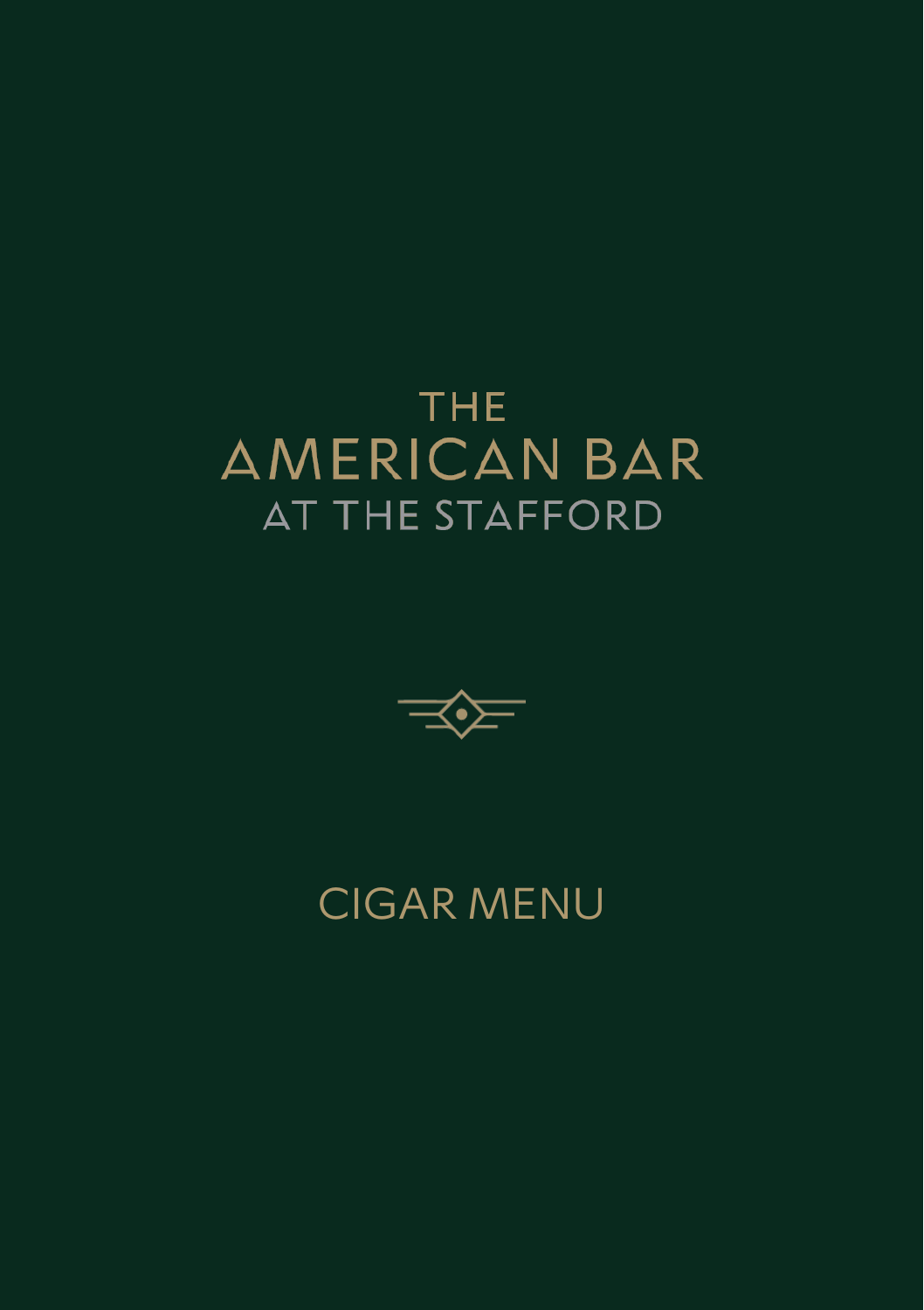# THE AMERICAN BAR AT THE STAFFORD

## CIGAR MENU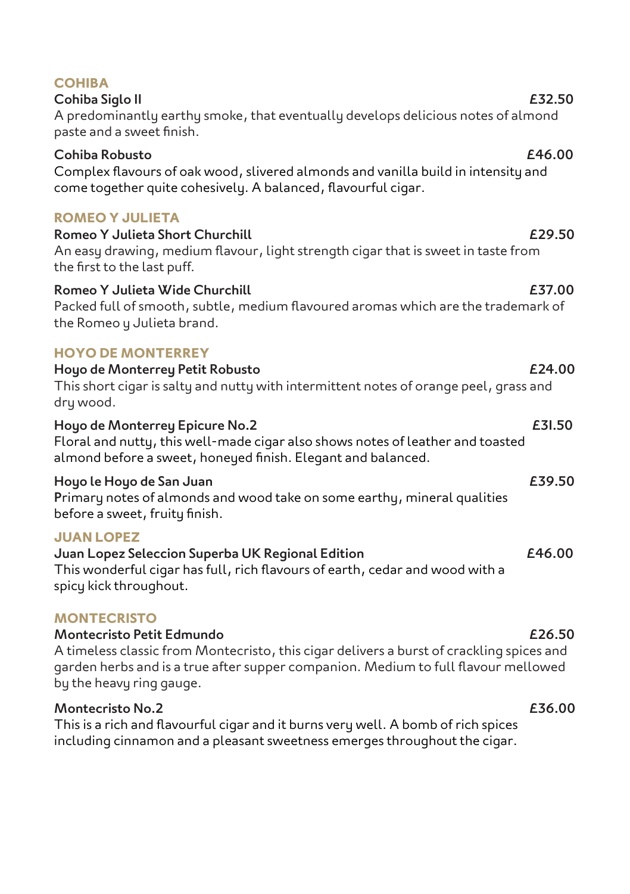## COHIBA

**Cohiba Siglo II** £32.50

A predominantly earthy smoke, that eventually develops delicious notes of almond paste and a sweet finish.

**Cohiba Robusto** £46.00

Complex flavours of oak wood, slivered almonds and vanilla build in intensity and come together quite cohesively. A balanced, flavourful cigar.

## ROMEO Y JULIETA

**Romeo Y Julieta Short Churchill** £29.50

An easy drawing, medium flavour, light strength cigar that is sweet in taste from the first to the last puff.

**Romeo Y Julieta Wide Churchill** £37.00

Packed full of smooth, subtle, medium flavoured aromas which are the trademark of the Romeo y Julieta brand.

## HOYO DE MONTERREY

**Hoyo de Monterrey Petit Robusto** £24.00

This short cigar is salty and nutty with intermittent notes of orange peel, grass and dry wood.

**Hoyo de Monterrey Epicure No.2** £31.50

Floral and nutty, this well-made cigar also shows notes of leather and toasted almond before a sweet, honeyed finish. Elegant and balanced.

**Hoyo le Hoyo de San Juan** £39.50

Primary notes of almonds and wood take on some earthy, mineral qualities before a sweet, fruity finish.

## JUAN LOPEZ

**Juan Lopez Seleccion Superba UK Regional Edition** £46.00

This wonderful cigar has full, rich flavours of earth, cedar and wood with a spicy kick throughout.

## MONTECRISTO

**Montecristo Petit Edmundo** £26.50

A timeless classic from Montecristo, this cigar delivers a burst of crackling spices and garden herbs and is a true after supper companion. Medium to full flavour mellowed by the heavy ring gauge.

**Montecristo No.2** £36.00

This is a rich and flavourful cigar and it burns very well. A bomb of rich spices including cinnamon and a pleasant sweetness emerges throughout the cigar.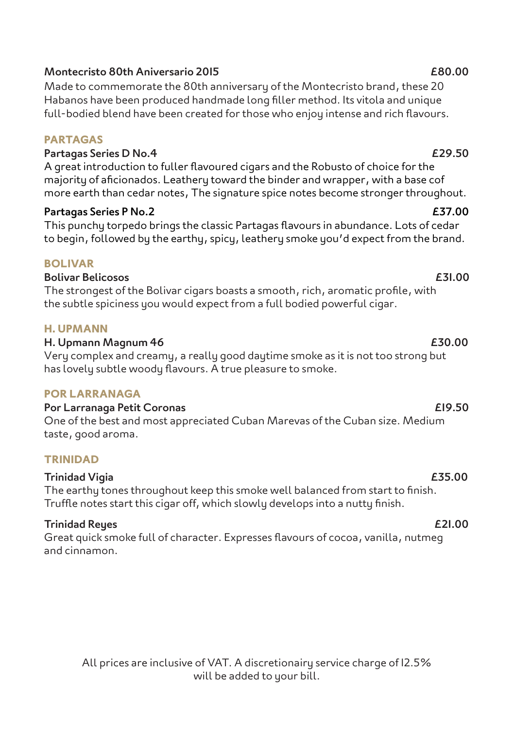**Montecristo 80th Aniversario 2015** £80.00

Made to commemorate the 80th anniversary of the Montecristo brand, these 20 Habanos have been produced handmade long filler method. Its vitola and unique full-bodied blend have been created for those who enjoy intense and rich flavours.

## PARTAGAS

**Partagas Series D No.4** £29.50

A great introduction to fuller flavoured cigars and the Robusto of choice for the majority of aficionados. Leathery toward the binder and wrapper, with a base cof more earth than cedar notes, The signature spice notes become stronger throughout.

**Partagas Series P No.2** £37.00

This punchy torpedo brings the classic Partagas flavours in abundance. Lots of cedar to begin, followed by the earthy, spicy, leathery smoke you'd expect from the brand.

## BOLIVAR

**Bolivar Belicosos** £31.00

The strongest of the Bolivar cigars boasts a smooth, rich, aromatic profile, with the subtle spiciness you would expect from a full bodied powerful cigar.

## H. UPMANN

**H. Upmann Magnum 46** £30.00

Very complex and creamy, a really good daytime smoke as it is not too strong but has lovely subtle woody flavours. A true pleasure to smoke.

## POR LARRANAGA

**Por Larranaga Petit Coronas** £19.50

One of the best and most appreciated Cuban Marevas of the Cuban size. Medium taste, good aroma.

## TRINIDAD

**Trinidad Vigia** £35.00

The earthy tones throughout keep this smoke well balanced from start to finish. Truffle notes start this cigar off, which slowly develops into a nutty finish.

**Trinidad Reyes** £21.00

Great quick smoke full of character. Expresses flavours of cocoa, vanilla, nutmeg and cinnamon.

All prices are inclusive of VAT. A discretionairy service charge of 12.5% will be added to your bill.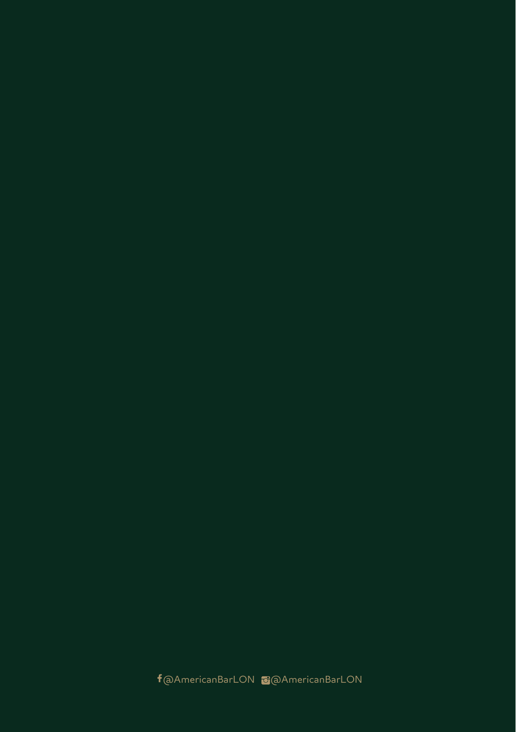f @AmericanBarLON  @AmericanBarLON